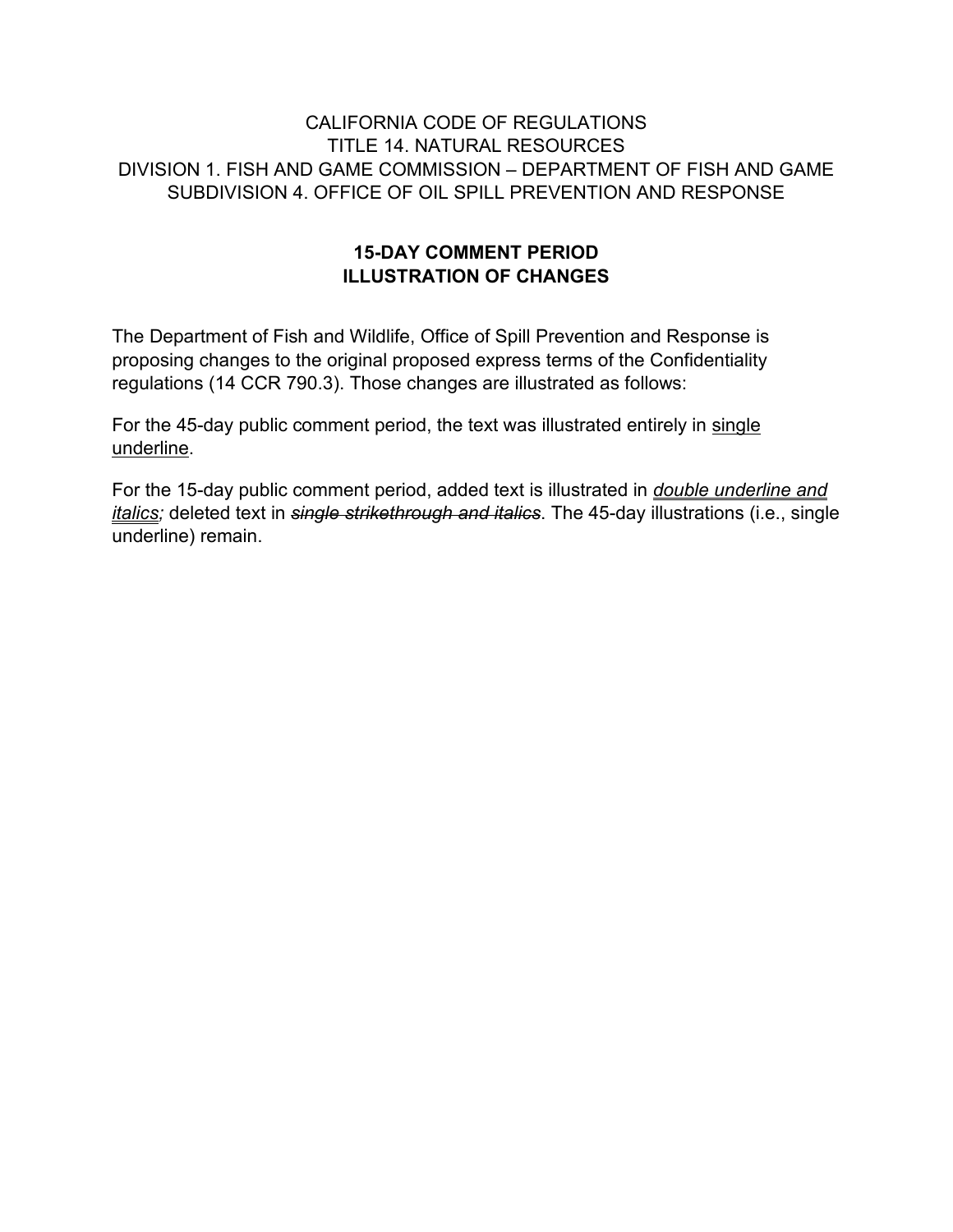CALIFORNIA CODE OF REGULATIONS
TITLE 14. NATURAL RESOURCES
DIVISION 1. FISH AND GAME COMMISSION – DEPARTMENT OF FISH AND GAME
SUBDIVISION 4. OFFICE OF OIL SPILL PREVENTION AND RESPONSE

**15-DAY COMMENT PERIOD**
**ILLUSTRATION OF CHANGES**

The Department of Fish and Wildlife, Office of Spill Prevention and Response is proposing changes to the original proposed express terms of the Confidentiality regulations (14 CCR 790.3). Those changes are illustrated as follows:

For the 45-day public comment period, the text was illustrated entirely in <u>single underline</u>.

For the 15-day public comment period, added text is illustrated in <u>*double underline and italics;*</u> deleted text in ~~*single strikethrough and italics*~~. The 45-day illustrations (i.e., single underline) remain.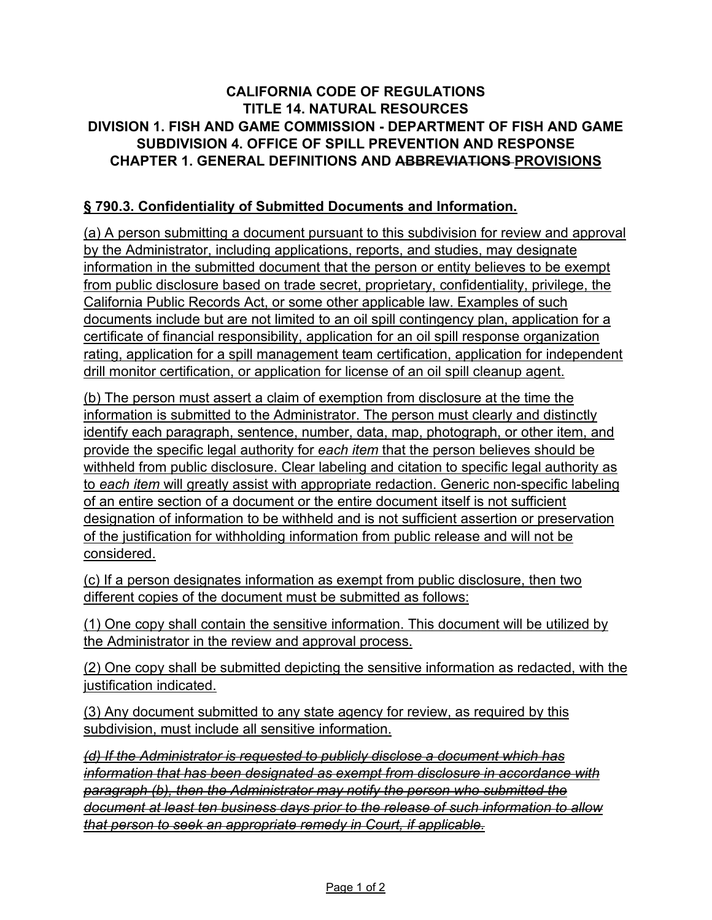**CALIFORNIA CODE OF REGULATIONS**
**TITLE 14. NATURAL RESOURCES**
**DIVISION 1. FISH AND GAME COMMISSION - DEPARTMENT OF FISH AND GAME**
**SUBDIVISION 4. OFFICE OF SPILL PREVENTION AND RESPONSE**
**CHAPTER 1. GENERAL DEFINITIONS AND ~~ABBREVIATIONS~~ <u>PROVISIONS</u>**

## <u>§ 790.3. Confidentiality of Submitted Documents and Information.</u>

<u>(a) A person submitting a document pursuant to this subdivision for review and approval by the Administrator, including applications, reports, and studies, may designate information in the submitted document that the person or entity believes to be exempt from public disclosure based on trade secret, proprietary, confidentiality, privilege, the California Public Records Act, or some other applicable law. Examples of such documents include but are not limited to an oil spill contingency plan, application for a certificate of financial responsibility, application for an oil spill response organization rating, application for a spill management team certification, application for independent drill monitor certification, or application for license of an oil spill cleanup agent.</u>

<u>(b) The person must assert a claim of exemption from disclosure at the time the information is submitted to the Administrator. The person must clearly and distinctly identify each paragraph, sentence, number, data, map, photograph, or other item, and provide the specific legal authority for *each item* that the person believes should be withheld from public disclosure. Clear labeling and citation to specific legal authority as to *each item* will greatly assist with appropriate redaction. Generic non-specific labeling of an entire section of a document or the entire document itself is not sufficient designation of information to be withheld and is not sufficient assertion or preservation of the justification for withholding information from public release and will not be considered.</u>

<u>(c) If a person designates information as exempt from public disclosure, then two different copies of the document must be submitted as follows:</u>

<u>(1) One copy shall contain the sensitive information. This document will be utilized by the Administrator in the review and approval process.</u>

<u>(2) One copy shall be submitted depicting the sensitive information as redacted, with the justification indicated.</u>

<u>(3) Any document submitted to any state agency for review, as required by this subdivision, must include all sensitive information.</u>

<u>*~~(d) If the Administrator is requested to publicly disclose a document which has information that has been designated as exempt from disclosure in accordance with paragraph (b), then the Administrator may notify the person who submitted the document at least ten business days prior to the release of such information to allow that person to seek an appropriate remedy in Court, if applicable.~~*</u>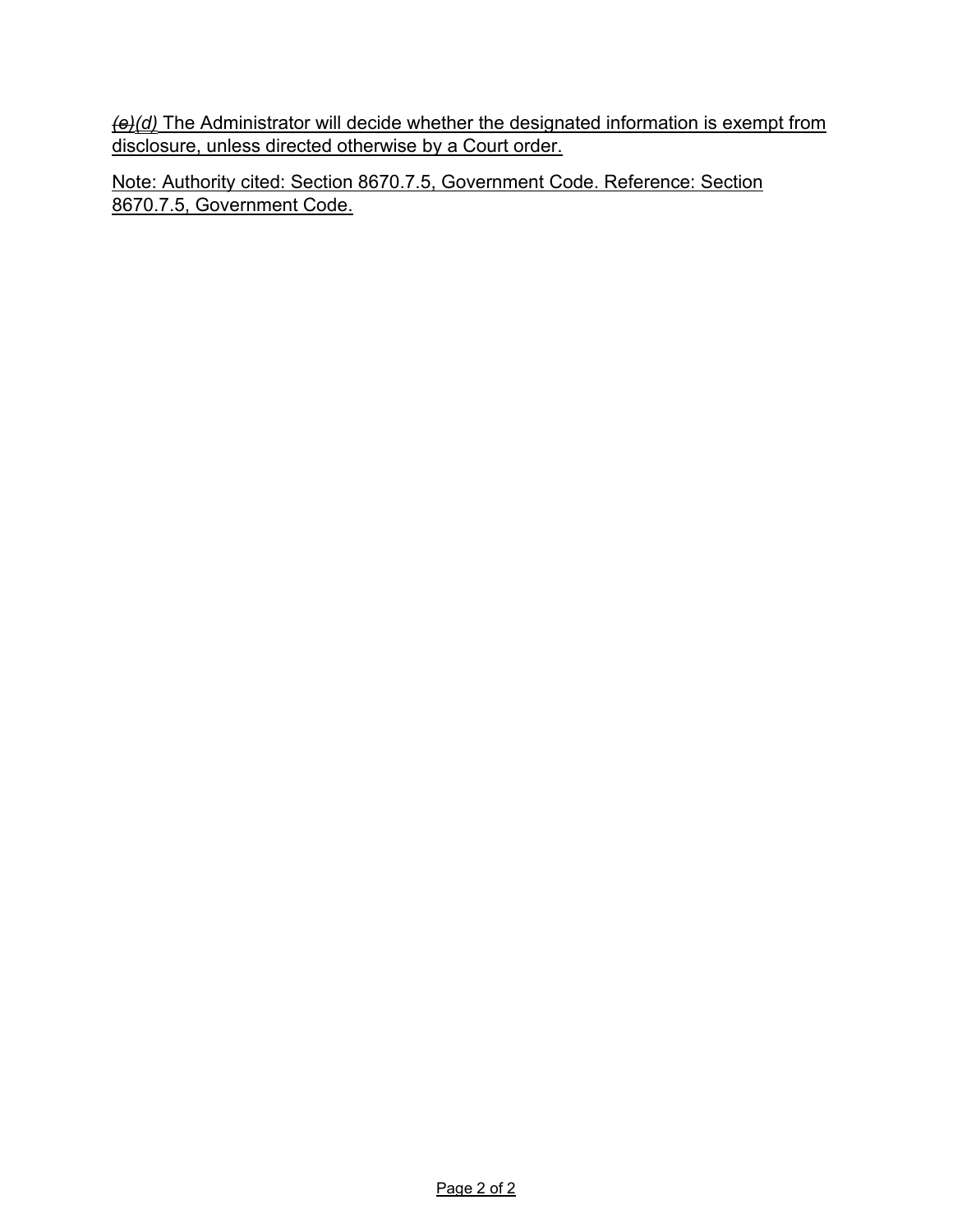~~*(e)*~~*(d)* The Administrator will decide whether the designated information is exempt from disclosure, unless directed otherwise by a Court order.

Note: Authority cited: Section 8670.7.5, Government Code. Reference: Section 8670.7.5, Government Code.